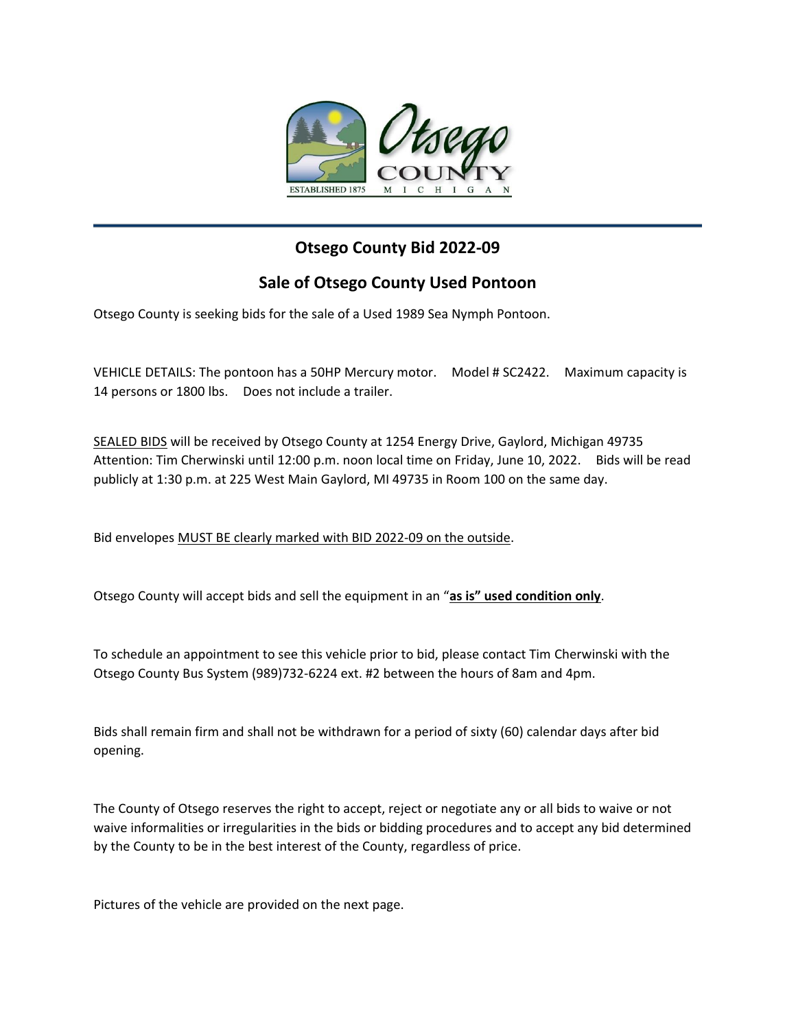# Otsego County Bid 2022-09

## Sale of Otsego County Used Pontoon

Otsego County is seeking bids for the sale of a Used 1989 Sea Nymph Pontoon.

VEHICLE DETAILS: The pontoon has a 50HP Mercury motor. Model # SC2422. Maximum capacity is 14 persons or 1800 lbs. Does not include a trailer.

SEALED BIDS will be received by Otsego County at 1254 Energy Drive, Gaylord, Michigan 49735 Attention: Tim Cherwinski until 12:00 p.m. noon local time on Friday, June 10, 2022. Bids will be read publicly at 1:30 p.m. at 225 West Main Gaylord, MI 49735 in Room 100 on the same day.

Bid envelopes MUST BE clearly marked with BID 2022-09 on the outside.

Otsego County will accept bids and sell the equipment in an "**as is" used condition only**.

To schedule an appointment to see this vehicle prior to bid, please contact Tim Cherwinski with the Otsego County Bus System (989)732-6224 ext. #2 between the hours of 8am and 4pm.

Bids shall remain firm and shall not be withdrawn for a period of sixty (60) calendar days after bid opening.

The County of Otsego reserves the right to accept, reject or negotiate any or all bids to waive or not waive informalities or irregularities in the bids or bidding procedures and to accept any bid determined by the County to be in the best interest of the County, regardless of price.

Pictures of the vehicle are provided on the next page.